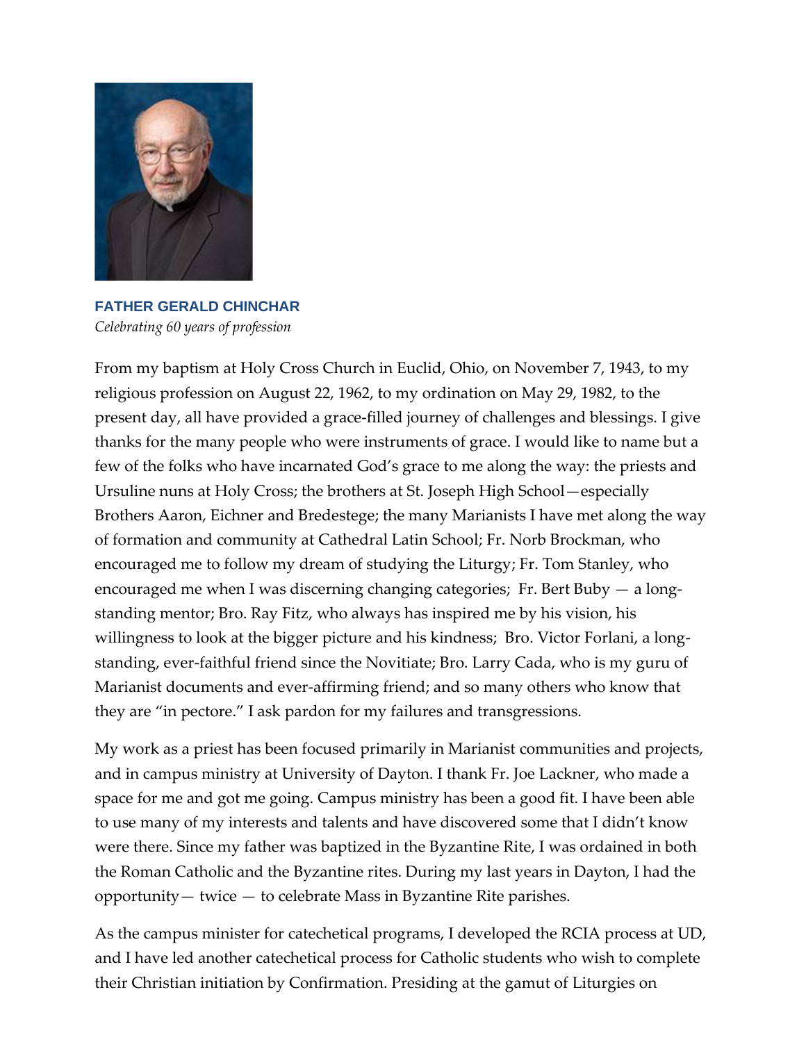## FATHER GERALD CHINCHAR

*Celebrating 60 years of profession*

From my baptism at Holy Cross Church in Euclid, Ohio, on November 7, 1943, to my religious profession on August 22, 1962, to my ordination on May 29, 1982, to the present day, all have provided a grace-filled journey of challenges and blessings. I give thanks for the many people who were instruments of grace. I would like to name but a few of the folks who have incarnated God's grace to me along the way: the priests and Ursuline nuns at Holy Cross; the brothers at St. Joseph High School—especially Brothers Aaron, Eichner and Bredestege; the many Marianists I have met along the way of formation and community at Cathedral Latin School; Fr. Norb Brockman, who encouraged me to follow my dream of studying the Liturgy; Fr. Tom Stanley, who encouraged me when I was discerning changing categories; Fr. Bert Buby — a long-standing mentor; Bro. Ray Fitz, who always has inspired me by his vision, his willingness to look at the bigger picture and his kindness; Bro. Victor Forlani, a long-standing, ever-faithful friend since the Novitiate; Bro. Larry Cada, who is my guru of Marianist documents and ever-affirming friend; and so many others who know that they are "in pectore." I ask pardon for my failures and transgressions.

My work as a priest has been focused primarily in Marianist communities and projects, and in campus ministry at University of Dayton. I thank Fr. Joe Lackner, who made a space for me and got me going. Campus ministry has been a good fit. I have been able to use many of my interests and talents and have discovered some that I didn't know were there. Since my father was baptized in the Byzantine Rite, I was ordained in both the Roman Catholic and the Byzantine rites. During my last years in Dayton, I had the opportunity— twice — to celebrate Mass in Byzantine Rite parishes.

As the campus minister for catechetical programs, I developed the RCIA process at UD, and I have led another catechetical process for Catholic students who wish to complete their Christian initiation by Confirmation. Presiding at the gamut of Liturgies on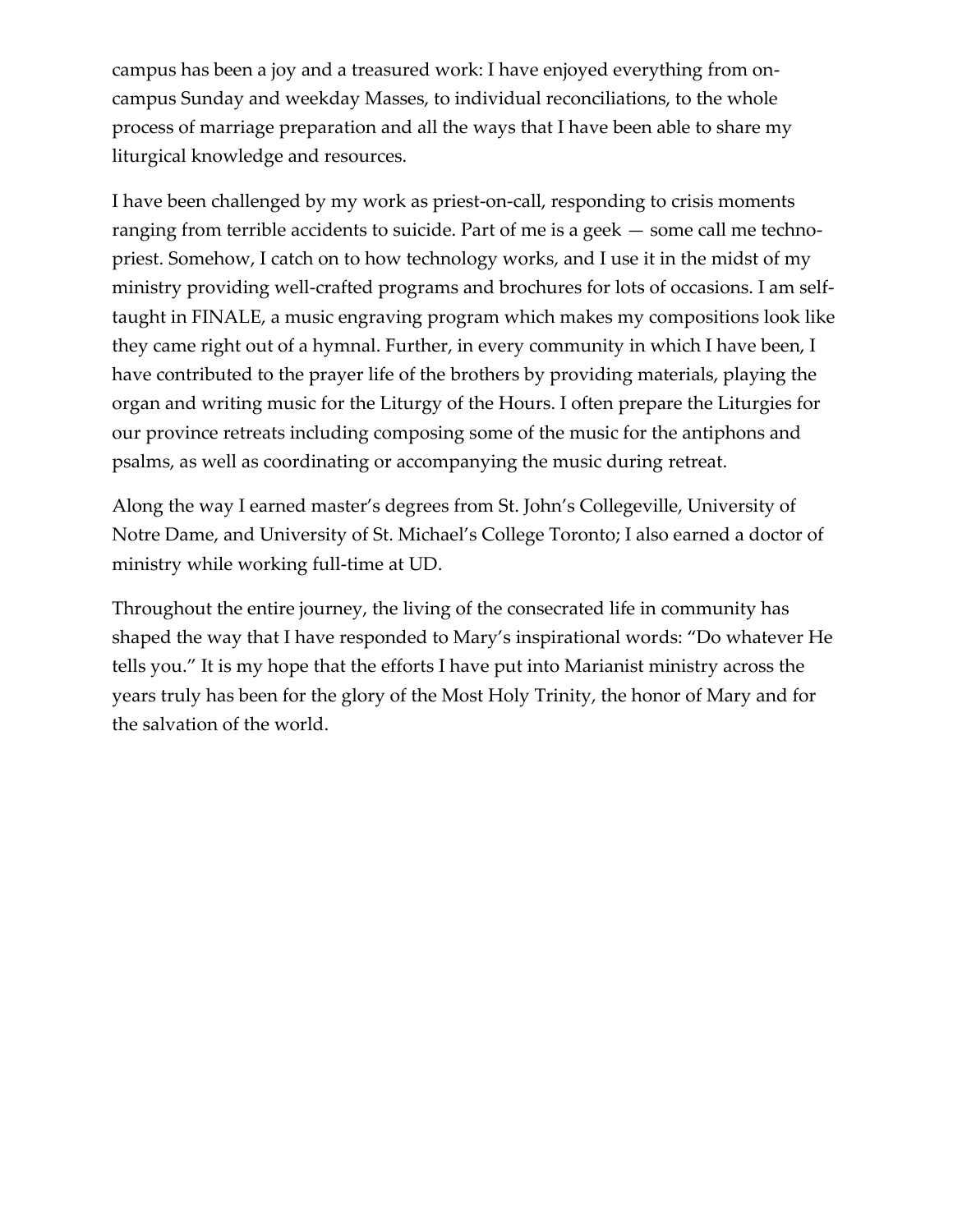campus has been a joy and a treasured work: I have enjoyed everything from on-campus Sunday and weekday Masses, to individual reconciliations, to the whole process of marriage preparation and all the ways that I have been able to share my liturgical knowledge and resources.

I have been challenged by my work as priest-on-call, responding to crisis moments ranging from terrible accidents to suicide. Part of me is a geek — some call me techno-priest. Somehow, I catch on to how technology works, and I use it in the midst of my ministry providing well-crafted programs and brochures for lots of occasions. I am self-taught in FINALE, a music engraving program which makes my compositions look like they came right out of a hymnal. Further, in every community in which I have been, I have contributed to the prayer life of the brothers by providing materials, playing the organ and writing music for the Liturgy of the Hours. I often prepare the Liturgies for our province retreats including composing some of the music for the antiphons and psalms, as well as coordinating or accompanying the music during retreat.

Along the way I earned master's degrees from St. John's Collegeville, University of Notre Dame, and University of St. Michael's College Toronto; I also earned a doctor of ministry while working full-time at UD.

Throughout the entire journey, the living of the consecrated life in community has shaped the way that I have responded to Mary's inspirational words: "Do whatever He tells you." It is my hope that the efforts I have put into Marianist ministry across the years truly has been for the glory of the Most Holy Trinity, the honor of Mary and for the salvation of the world.